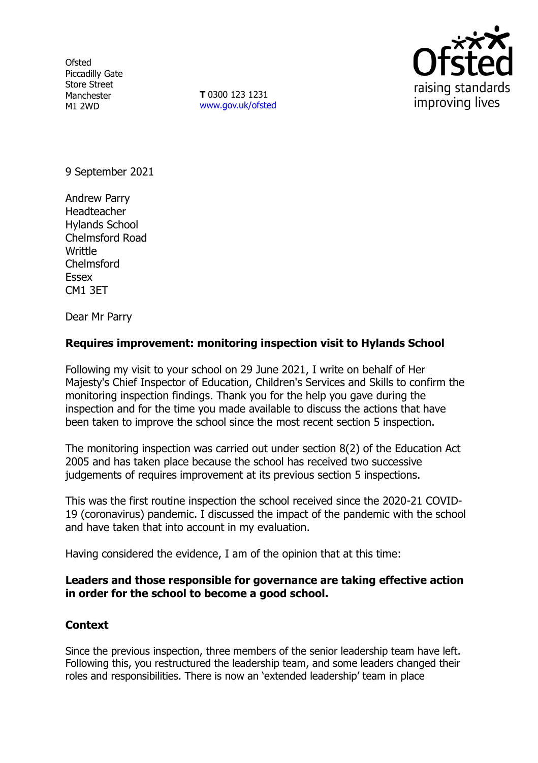Ofsted
Piccadilly Gate
Store Street
Manchester
M1 2WD

**T** 0300 123 1231
www.gov.uk/ofsted

9 September 2021

Andrew Parry
Headteacher
Hylands School
Chelmsford Road
Writtle
Chelmsford
Essex
CM1 3ET

Dear Mr Parry

**Requires improvement: monitoring inspection visit to Hylands School**

Following my visit to your school on 29 June 2021, I write on behalf of Her Majesty's Chief Inspector of Education, Children's Services and Skills to confirm the monitoring inspection findings. Thank you for the help you gave during the inspection and for the time you made available to discuss the actions that have been taken to improve the school since the most recent section 5 inspection.

The monitoring inspection was carried out under section 8(2) of the Education Act 2005 and has taken place because the school has received two successive judgements of requires improvement at its previous section 5 inspections.

This was the first routine inspection the school received since the 2020-21 COVID-19 (coronavirus) pandemic. I discussed the impact of the pandemic with the school and have taken that into account in my evaluation.

Having considered the evidence, I am of the opinion that at this time:

**Leaders and those responsible for governance are taking effective action in order for the school to become a good school.**

**Context**

Since the previous inspection, three members of the senior leadership team have left. Following this, you restructured the leadership team, and some leaders changed their roles and responsibilities. There is now an 'extended leadership' team in place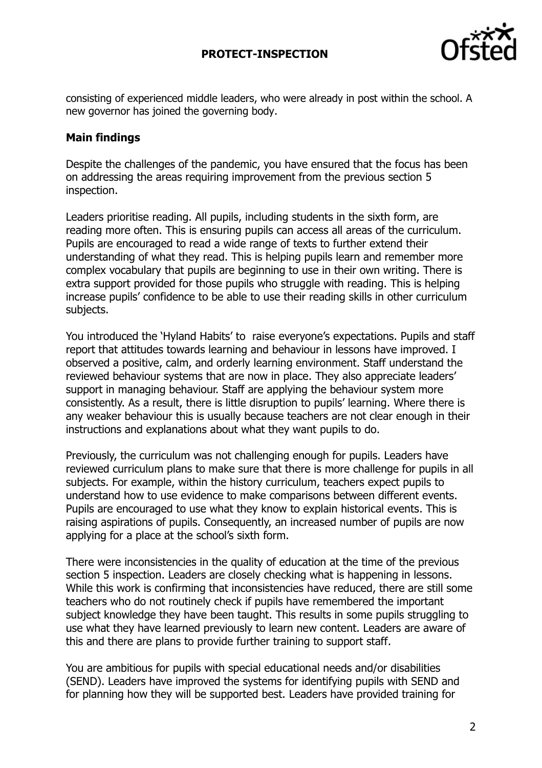consisting of experienced middle leaders, who were already in post within the school. A new governor has joined the governing body.

**Main findings**

Despite the challenges of the pandemic, you have ensured that the focus has been on addressing the areas requiring improvement from the previous section 5 inspection.

Leaders prioritise reading. All pupils, including students in the sixth form, are reading more often. This is ensuring pupils can access all areas of the curriculum. Pupils are encouraged to read a wide range of texts to further extend their understanding of what they read. This is helping pupils learn and remember more complex vocabulary that pupils are beginning to use in their own writing. There is extra support provided for those pupils who struggle with reading. This is helping increase pupils' confidence to be able to use their reading skills in other curriculum subjects.

You introduced the 'Hyland Habits' to raise everyone's expectations. Pupils and staff report that attitudes towards learning and behaviour in lessons have improved. I observed a positive, calm, and orderly learning environment. Staff understand the reviewed behaviour systems that are now in place. They also appreciate leaders' support in managing behaviour. Staff are applying the behaviour system more consistently. As a result, there is little disruption to pupils' learning. Where there is any weaker behaviour this is usually because teachers are not clear enough in their instructions and explanations about what they want pupils to do.

Previously, the curriculum was not challenging enough for pupils. Leaders have reviewed curriculum plans to make sure that there is more challenge for pupils in all subjects. For example, within the history curriculum, teachers expect pupils to understand how to use evidence to make comparisons between different events. Pupils are encouraged to use what they know to explain historical events. This is raising aspirations of pupils. Consequently, an increased number of pupils are now applying for a place at the school's sixth form.

There were inconsistencies in the quality of education at the time of the previous section 5 inspection. Leaders are closely checking what is happening in lessons. While this work is confirming that inconsistencies have reduced, there are still some teachers who do not routinely check if pupils have remembered the important subject knowledge they have been taught. This results in some pupils struggling to use what they have learned previously to learn new content. Leaders are aware of this and there are plans to provide further training to support staff.

You are ambitious for pupils with special educational needs and/or disabilities (SEND). Leaders have improved the systems for identifying pupils with SEND and for planning how they will be supported best. Leaders have provided training for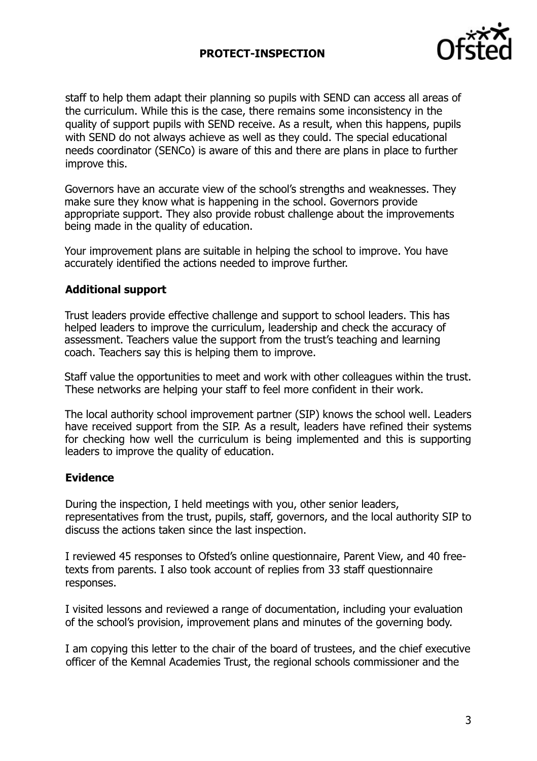staff to help them adapt their planning so pupils with SEND can access all areas of the curriculum. While this is the case, there remains some inconsistency in the quality of support pupils with SEND receive. As a result, when this happens, pupils with SEND do not always achieve as well as they could. The special educational needs coordinator (SENCo) is aware of this and there are plans in place to further improve this.

Governors have an accurate view of the school's strengths and weaknesses. They make sure they know what is happening in the school. Governors provide appropriate support. They also provide robust challenge about the improvements being made in the quality of education.

Your improvement plans are suitable in helping the school to improve. You have accurately identified the actions needed to improve further.

### Additional support

Trust leaders provide effective challenge and support to school leaders. This has helped leaders to improve the curriculum, leadership and check the accuracy of assessment. Teachers value the support from the trust's teaching and learning coach. Teachers say this is helping them to improve.

Staff value the opportunities to meet and work with other colleagues within the trust. These networks are helping your staff to feel more confident in their work.

The local authority school improvement partner (SIP) knows the school well. Leaders have received support from the SIP. As a result, leaders have refined their systems for checking how well the curriculum is being implemented and this is supporting leaders to improve the quality of education.

### Evidence

During the inspection, I held meetings with you, other senior leaders, representatives from the trust, pupils, staff, governors, and the local authority SIP to discuss the actions taken since the last inspection.

I reviewed 45 responses to Ofsted's online questionnaire, Parent View, and 40 free-texts from parents. I also took account of replies from 33 staff questionnaire responses.

I visited lessons and reviewed a range of documentation, including your evaluation of the school's provision, improvement plans and minutes of the governing body.

I am copying this letter to the chair of the board of trustees, and the chief executive officer of the Kemnal Academies Trust, the regional schools commissioner and the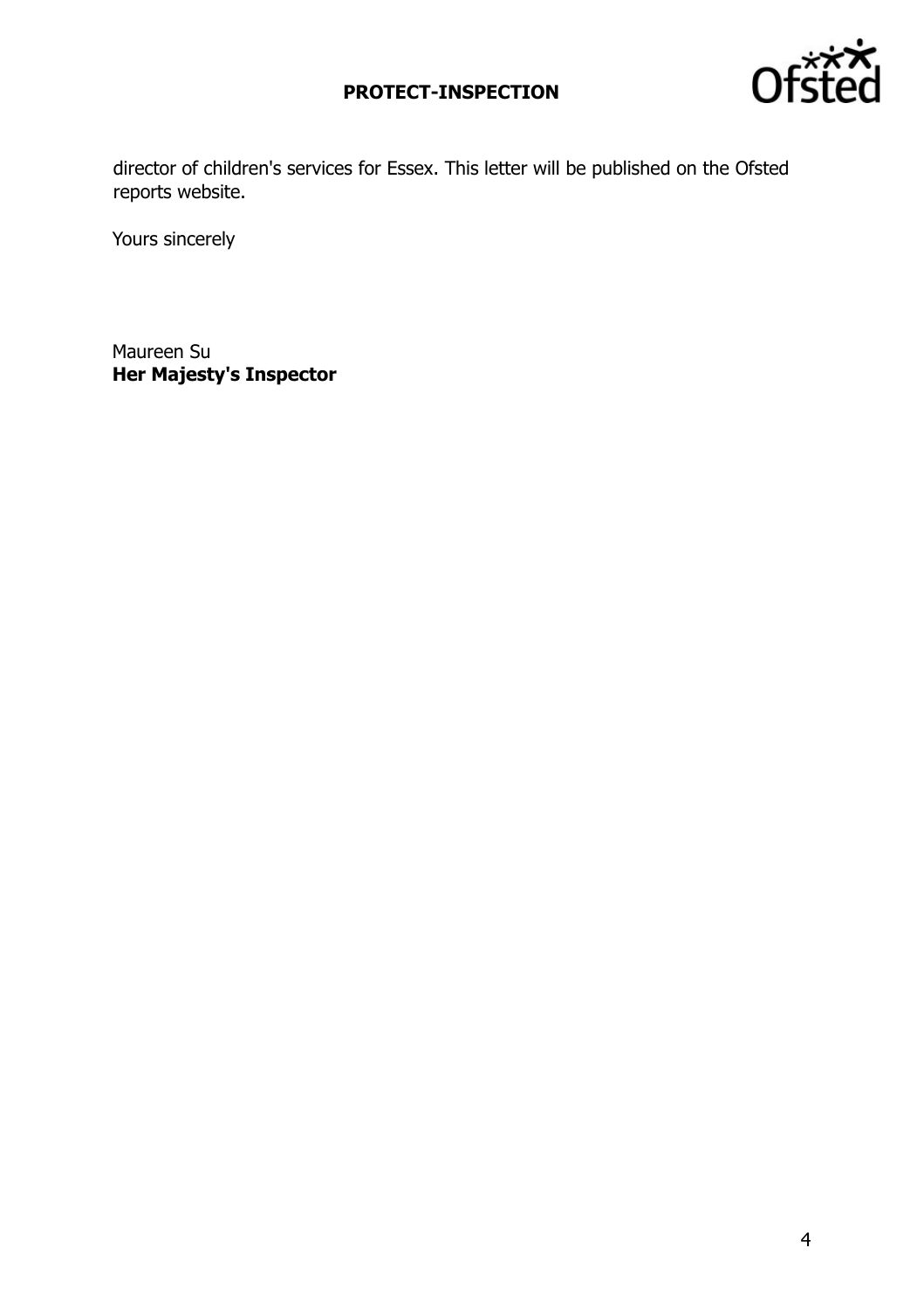director of children's services for Essex. This letter will be published on the Ofsted reports website.

Yours sincerely

Maureen Su
**Her Majesty's Inspector**